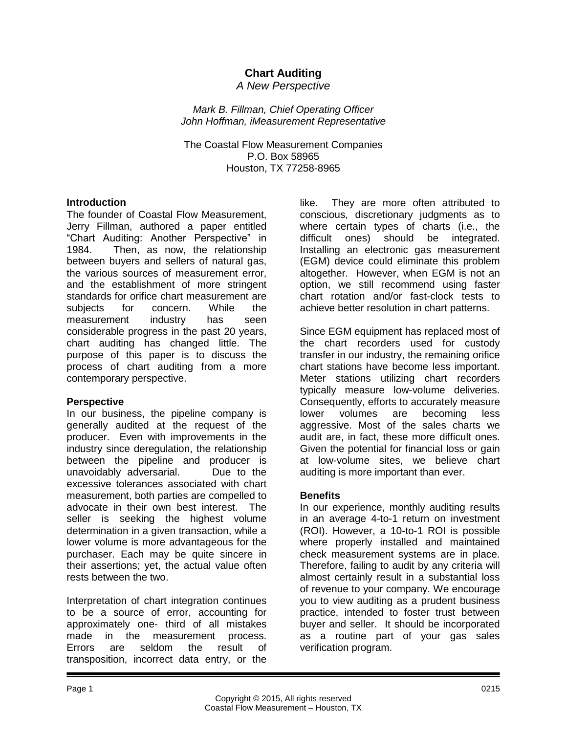# Chart Auditing

*A New Perspective*

*Mark B. Fillman, Chief Operating Officer*
*John Hoffman, iMeasurement Representative*

The Coastal Flow Measurement Companies
P.O. Box 58965
Houston, TX 77258-8965

## Introduction

The founder of Coastal Flow Measurement, Jerry Fillman, authored a paper entitled "Chart Auditing: Another Perspective" in 1984. Then, as now, the relationship between buyers and sellers of natural gas, the various sources of measurement error, and the establishment of more stringent standards for orifice chart measurement are subjects for concern. While the measurement industry has seen considerable progress in the past 20 years, chart auditing has changed little. The purpose of this paper is to discuss the process of chart auditing from a more contemporary perspective.

## Perspective

In our business, the pipeline company is generally audited at the request of the producer. Even with improvements in the industry since deregulation, the relationship between the pipeline and producer is unavoidably adversarial. Due to the excessive tolerances associated with chart measurement, both parties are compelled to advocate in their own best interest. The seller is seeking the highest volume determination in a given transaction, while a lower volume is more advantageous for the purchaser. Each may be quite sincere in their assertions; yet, the actual value often rests between the two.

Interpretation of chart integration continues to be a source of error, accounting for approximately one- third of all mistakes made in the measurement process. Errors are seldom the result of transposition, incorrect data entry, or the like. They are more often attributed to conscious, discretionary judgments as to where certain types of charts (i.e., the difficult ones) should be integrated. Installing an electronic gas measurement (EGM) device could eliminate this problem altogether. However, when EGM is not an option, we still recommend using faster chart rotation and/or fast-clock tests to achieve better resolution in chart patterns.

Since EGM equipment has replaced most of the chart recorders used for custody transfer in our industry, the remaining orifice chart stations have become less important. Meter stations utilizing chart recorders typically measure low-volume deliveries. Consequently, efforts to accurately measure lower volumes are becoming less aggressive. Most of the sales charts we audit are, in fact, these more difficult ones. Given the potential for financial loss or gain at low-volume sites, we believe chart auditing is more important than ever.

## Benefits

In our experience, monthly auditing results in an average 4-to-1 return on investment (ROI). However, a 10-to-1 ROI is possible where properly installed and maintained check measurement systems are in place. Therefore, failing to audit by any criteria will almost certainly result in a substantial loss of revenue to your company. We encourage you to view auditing as a prudent business practice, intended to foster trust between buyer and seller. It should be incorporated as a routine part of your gas sales verification program.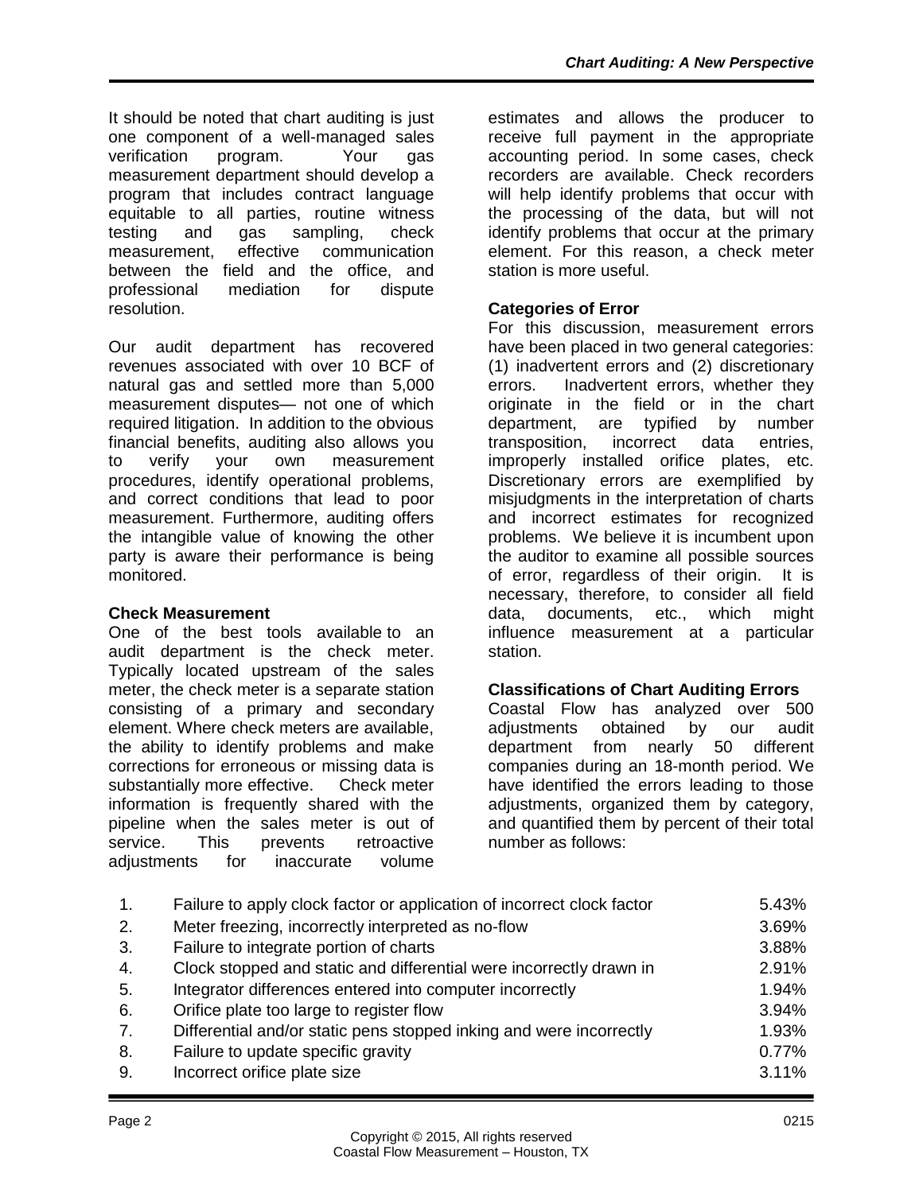It should be noted that chart auditing is just one component of a well-managed sales verification program. Your gas measurement department should develop a program that includes contract language equitable to all parties, routine witness testing and gas sampling, check measurement, effective communication between the field and the office, and professional mediation for dispute resolution.

Our audit department has recovered revenues associated with over 10 BCF of natural gas and settled more than 5,000 measurement disputes— not one of which required litigation. In addition to the obvious financial benefits, auditing also allows you to verify your own measurement procedures, identify operational problems, and correct conditions that lead to poor measurement. Furthermore, auditing offers the intangible value of knowing the other party is aware their performance is being monitored.

### Check Measurement

One of the best tools available to an audit department is the check meter. Typically located upstream of the sales meter, the check meter is a separate station consisting of a primary and secondary element. Where check meters are available, the ability to identify problems and make corrections for erroneous or missing data is substantially more effective. Check meter information is frequently shared with the pipeline when the sales meter is out of service. This prevents retroactive adjustments for inaccurate volume estimates and allows the producer to receive full payment in the appropriate accounting period. In some cases, check recorders are available. Check recorders will help identify problems that occur with the processing of the data, but will not identify problems that occur at the primary element. For this reason, a check meter station is more useful.

### Categories of Error

For this discussion, measurement errors have been placed in two general categories: (1) inadvertent errors and (2) discretionary errors. Inadvertent errors, whether they originate in the field or in the chart department, are typified by number transposition, incorrect data entries, improperly installed orifice plates, etc. Discretionary errors are exemplified by misjudgments in the interpretation of charts and incorrect estimates for recognized problems. We believe it is incumbent upon the auditor to examine all possible sources of error, regardless of their origin. It is necessary, therefore, to consider all field data, documents, etc., which might influence measurement at a particular station.

### Classifications of Chart Auditing Errors

Coastal Flow has analyzed over 500 adjustments obtained by our audit department from nearly 50 different companies during an 18-month period. We have identified the errors leading to those adjustments, organized them by category, and quantified them by percent of their total number as follows:

| | | |
|---|---|---|
| 1. | Failure to apply clock factor or application of incorrect clock factor | 5.43% |
| 2. | Meter freezing, incorrectly interpreted as no-flow | 3.69% |
| 3. | Failure to integrate portion of charts | 3.88% |
| 4. | Clock stopped and static and differential were incorrectly drawn in | 2.91% |
| 5. | Integrator differences entered into computer incorrectly | 1.94% |
| 6. | Orifice plate too large to register flow | 3.94% |
| 7. | Differential and/or static pens stopped inking and were incorrectly | 1.93% |
| 8. | Failure to update specific gravity | 0.77% |
| 9. | Incorrect orifice plate size | 3.11% |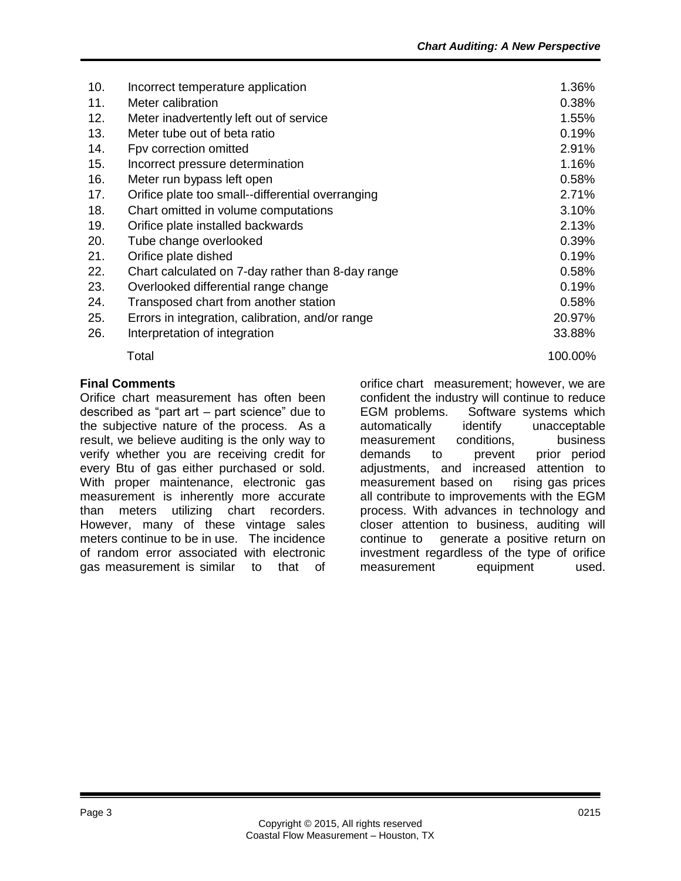| | | |
|---|---|---|
| 10. | Incorrect temperature application | 1.36% |
| 11. | Meter calibration | 0.38% |
| 12. | Meter inadvertently left out of service | 1.55% |
| 13. | Meter tube out of beta ratio | 0.19% |
| 14. | Fpv correction omitted | 2.91% |
| 15. | Incorrect pressure determination | 1.16% |
| 16. | Meter run bypass left open | 0.58% |
| 17. | Orifice plate too small--differential overranging | 2.71% |
| 18. | Chart omitted in volume computations | 3.10% |
| 19. | Orifice plate installed backwards | 2.13% |
| 20. | Tube change overlooked | 0.39% |
| 21. | Orifice plate dished | 0.19% |
| 22. | Chart calculated on 7-day rather than 8-day range | 0.58% |
| 23. | Overlooked differential range change | 0.19% |
| 24. | Transposed chart from another station | 0.58% |
| 25. | Errors in integration, calibration, and/or range | 20.97% |
| 26. | Interpretation of integration | 33.88% |
| | Total | 100.00% |

**Final Comments**

Orifice chart measurement has often been described as "part art – part science" due to the subjective nature of the process. As a result, we believe auditing is the only way to verify whether you are receiving credit for every Btu of gas either purchased or sold. With proper maintenance, electronic gas measurement is inherently more accurate than meters utilizing chart recorders. However, many of these vintage sales meters continue to be in use. The incidence of random error associated with electronic gas measurement is similar to that of orifice chart measurement; however, we are confident the industry will continue to reduce EGM problems. Software systems which automatically identify unacceptable measurement conditions, business demands to prevent prior period adjustments, and increased attention to measurement based on rising gas prices all contribute to improvements with the EGM process. With advances in technology and closer attention to business, auditing will continue to generate a positive return on investment regardless of the type of orifice measurement equipment used.